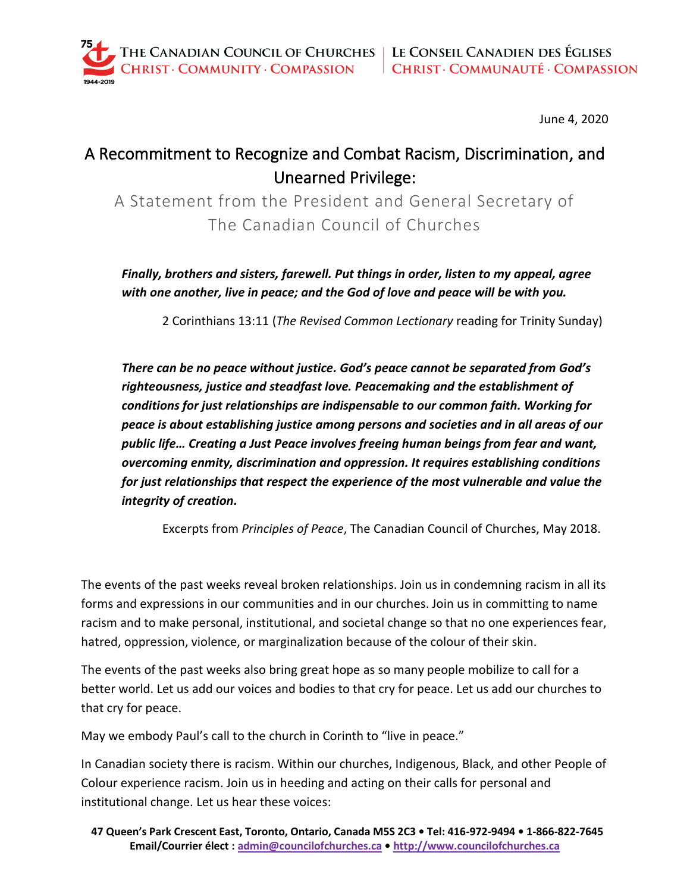THE CANADIAN COUNCIL OF CHURCHES | LE CONSEIL CANADIEN DES ÉGLISES
CHRIST · COMMUNITY · COMPASSION | CHRIST · COMMUNAUTÉ · COMPASSION

June 4, 2020

# A Recommitment to Recognize and Combat Racism, Discrimination, and Unearned Privilege:

## A Statement from the President and General Secretary of The Canadian Council of Churches

> ***Finally, brothers and sisters, farewell. Put things in order, listen to my appeal, agree with one another, live in peace; and the God of love and peace will be with you.***
>
> 2 Corinthians 13:11 (*The Revised Common Lectionary* reading for Trinity Sunday)

> ***There can be no peace without justice. God's peace cannot be separated from God's righteousness, justice and steadfast love. Peacemaking and the establishment of conditions for just relationships are indispensable to our common faith. Working for peace is about establishing justice among persons and societies and in all areas of our public life… Creating a Just Peace involves freeing human beings from fear and want, overcoming enmity, discrimination and oppression. It requires establishing conditions for just relationships that respect the experience of the most vulnerable and value the integrity of creation.***
>
> Excerpts from *Principles of Peace*, The Canadian Council of Churches, May 2018.

The events of the past weeks reveal broken relationships. Join us in condemning racism in all its forms and expressions in our communities and in our churches. Join us in committing to name racism and to make personal, institutional, and societal change so that no one experiences fear, hatred, oppression, violence, or marginalization because of the colour of their skin.

The events of the past weeks also bring great hope as so many people mobilize to call for a better world. Let us add our voices and bodies to that cry for peace. Let us add our churches to that cry for peace.

May we embody Paul's call to the church in Corinth to "live in peace."

In Canadian society there is racism. Within our churches, Indigenous, Black, and other People of Colour experience racism. Join us in heeding and acting on their calls for personal and institutional change. Let us hear these voices:

**47 Queen's Park Crescent East, Toronto, Ontario, Canada M5S 2C3 • Tel: 416-972-9494 • 1-866-822-7645**
**Email/Courrier élect : admin@councilofchurches.ca • http://www.councilofchurches.ca**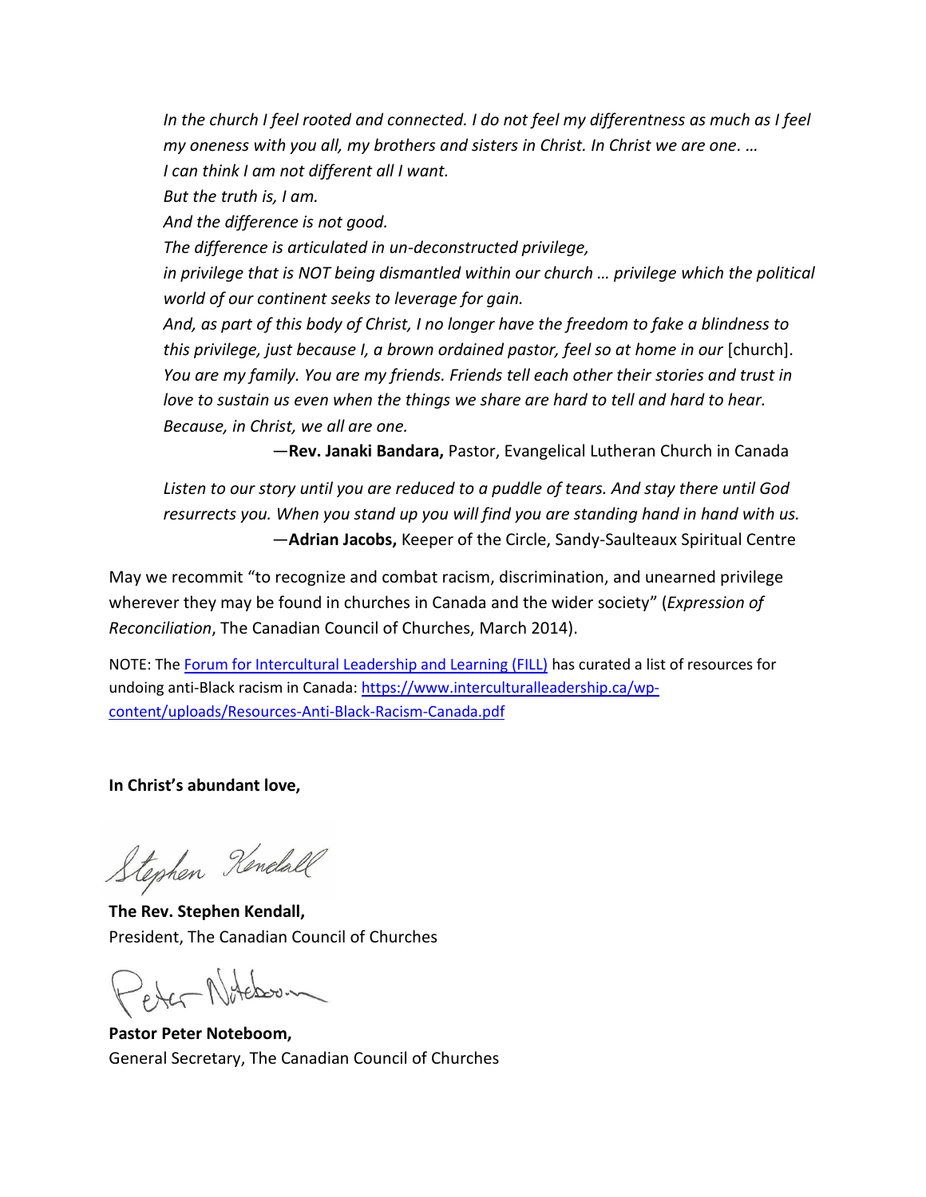*In the church I feel rooted and connected. I do not feel my differentness as much as I feel my oneness with you all, my brothers and sisters in Christ. In Christ we are one. …*
*I can think I am not different all I want.*
*But the truth is, I am.*
*And the difference is not good.*
*The difference is articulated in un-deconstructed privilege,*
*in privilege that is NOT being dismantled within our church … privilege which the political world of our continent seeks to leverage for gain.*
*And, as part of this body of Christ, I no longer have the freedom to fake a blindness to this privilege, just because I, a brown ordained pastor, feel so at home in our* [church].
*You are my family. You are my friends. Friends tell each other their stories and trust in love to sustain us even when the things we share are hard to tell and hard to hear.*
*Because, in Christ, we all are one.*

—**Rev. Janaki Bandara,** Pastor, Evangelical Lutheran Church in Canada

*Listen to our story until you are reduced to a puddle of tears. And stay there until God resurrects you. When you stand up you will find you are standing hand in hand with us.*

—**Adrian Jacobs,** Keeper of the Circle, Sandy-Saulteaux Spiritual Centre

May we recommit "to recognize and combat racism, discrimination, and unearned privilege wherever they may be found in churches in Canada and the wider society" (*Expression of Reconciliation*, The Canadian Council of Churches, March 2014).

NOTE: The [Forum for Intercultural Leadership and Learning (FILL)](https://www.interculturalleadership.ca) has curated a list of resources for undoing anti-Black racism in Canada: https://www.interculturalleadership.ca/wp-content/uploads/Resources-Anti-Black-Racism-Canada.pdf

**In Christ's abundant love,**

Stephen Kendall

**The Rev. Stephen Kendall,**
President, The Canadian Council of Churches

Peter Noteboom

**Pastor Peter Noteboom,**
General Secretary, The Canadian Council of Churches